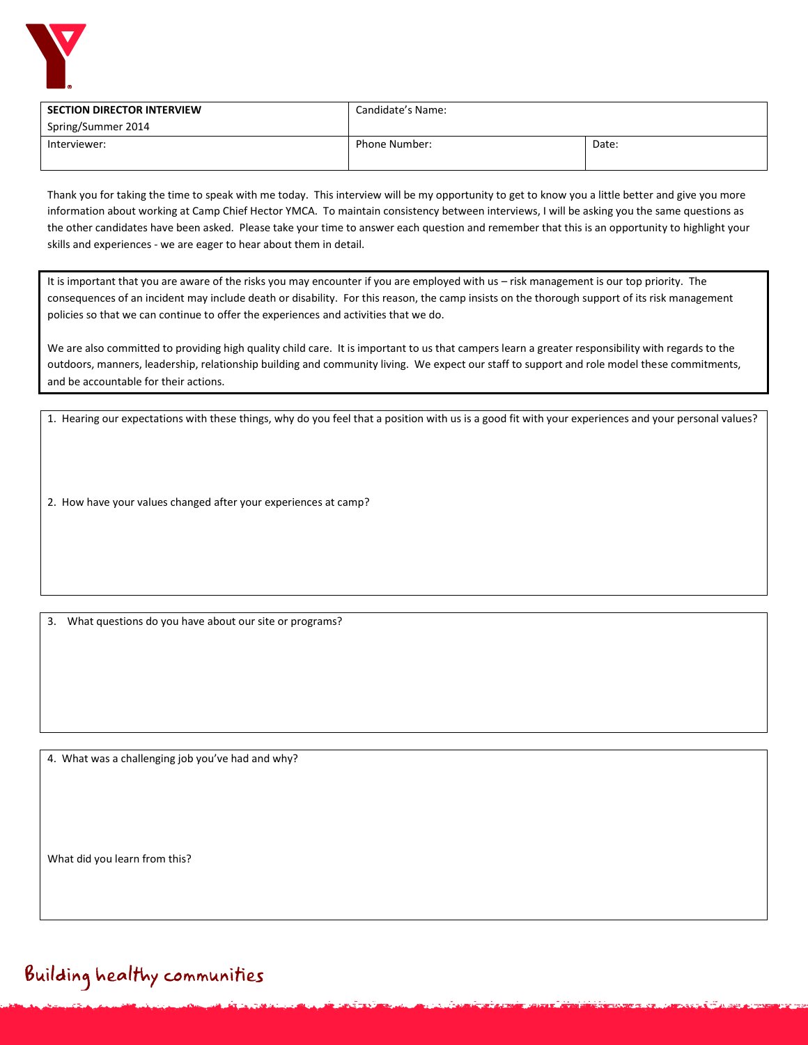| **SECTION DIRECTOR INTERVIEW**<br>Spring/Summer 2014 | Candidate's Name: | |
|---|---|---|
| Interviewer: | Phone Number: | Date: |

Thank you for taking the time to speak with me today. This interview will be my opportunity to get to know you a little better and give you more information about working at Camp Chief Hector YMCA. To maintain consistency between interviews, I will be asking you the same questions as the other candidates have been asked. Please take your time to answer each question and remember that this is an opportunity to highlight your skills and experiences - we are eager to hear about them in detail.

It is important that you are aware of the risks you may encounter if you are employed with us – risk management is our top priority. The consequences of an incident may include death or disability. For this reason, the camp insists on the thorough support of its risk management policies so that we can continue to offer the experiences and activities that we do.

We are also committed to providing high quality child care. It is important to us that campers learn a greater responsibility with regards to the outdoors, manners, leadership, relationship building and community living. We expect our staff to support and role model these commitments, and be accountable for their actions.

1. Hearing our expectations with these things, why do you feel that a position with us is a good fit with your experiences and your personal values?

2. How have your values changed after your experiences at camp?

3. What questions do you have about our site or programs?

4. What was a challenging job you've had and why?

What did you learn from this?

Building healthy communities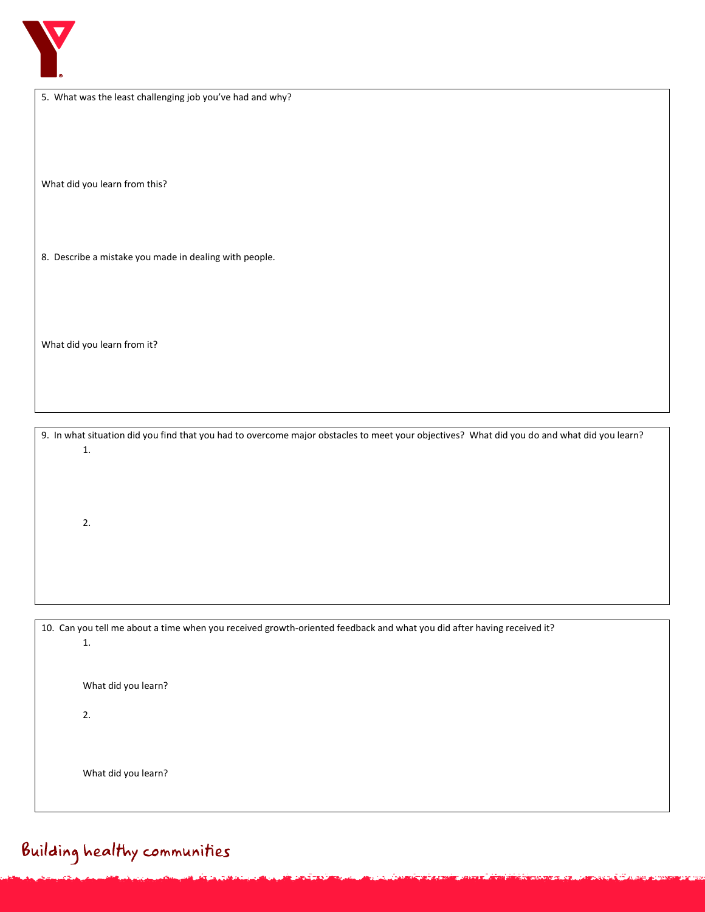5. What was the least challenging job you've had and why?

What did you learn from this?

8. Describe a mistake you made in dealing with people.

What did you learn from it?

9. In what situation did you find that you had to overcome major obstacles to meet your objectives? What did you do and what did you learn?

   1.

   2.

10. Can you tell me about a time when you received growth-oriented feedback and what you did after having received it?

    1.

    What did you learn?

    2.

    What did you learn?

Building healthy communities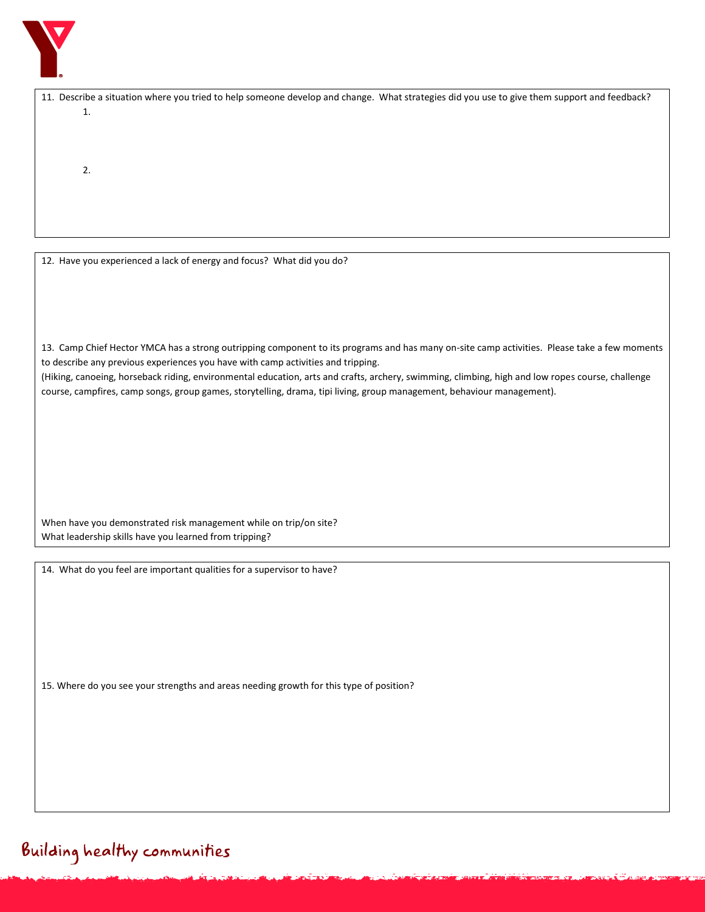11. Describe a situation where you tried to help someone develop and change. What strategies did you use to give them support and feedback?

    1.

    2.

12. Have you experienced a lack of energy and focus? What did you do?

13. Camp Chief Hector YMCA has a strong outripping component to its programs and has many on-site camp activities. Please take a few moments to describe any previous experiences you have with camp activities and tripping.
(Hiking, canoeing, horseback riding, environmental education, arts and crafts, archery, swimming, climbing, high and low ropes course, challenge course, campfires, camp songs, group games, storytelling, drama, tipi living, group management, behaviour management).

When have you demonstrated risk management while on trip/on site?
What leadership skills have you learned from tripping?

14. What do you feel are important qualities for a supervisor to have?

15. Where do you see your strengths and areas needing growth for this type of position?

Building healthy communities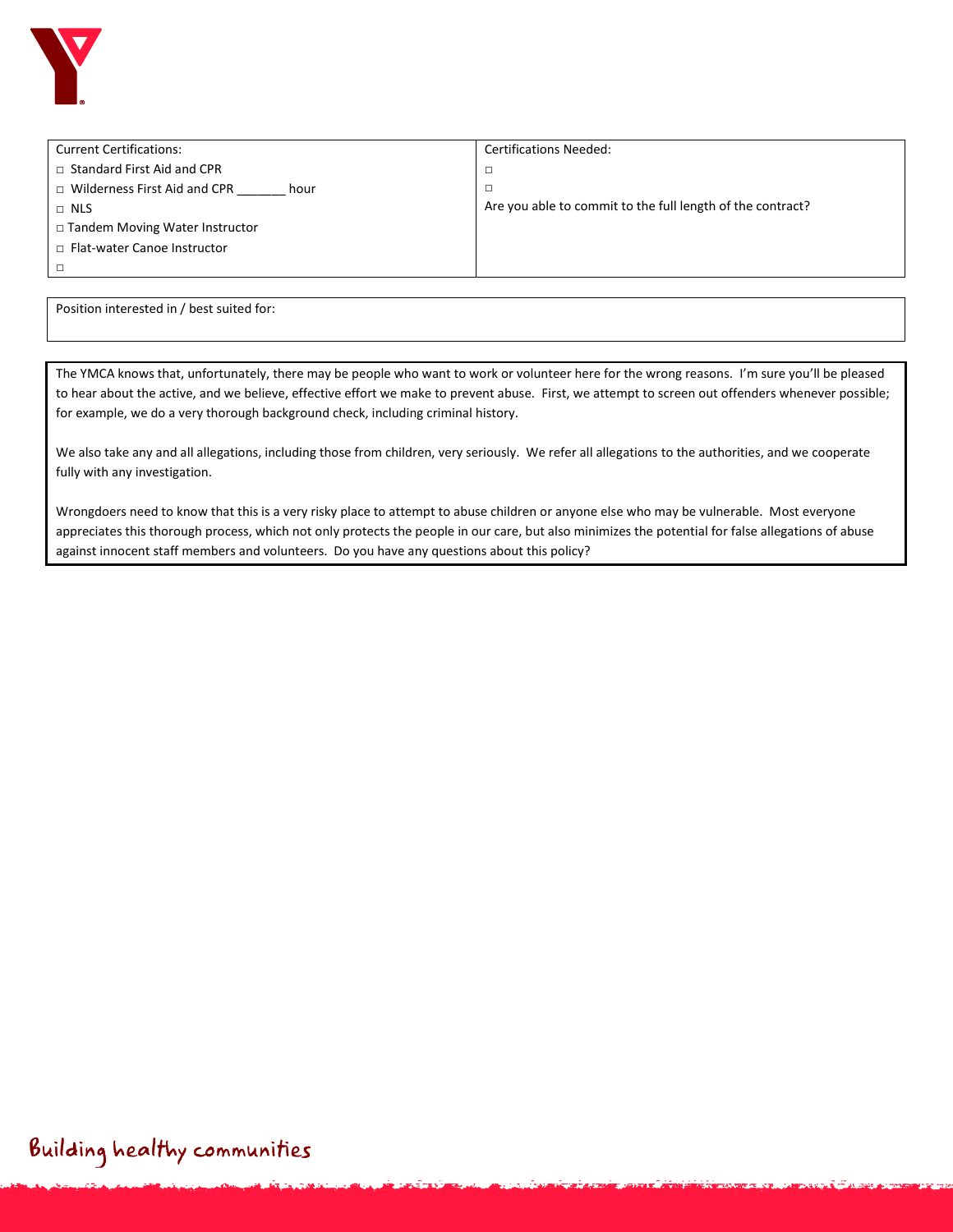| Current Certifications: | Certifications Needed: |
|---|---|
| □ Standard First Aid and CPR | □ |
| □ Wilderness First Aid and CPR _______ hour | □ |
| □ NLS | Are you able to commit to the full length of the contract? |
| □ Tandem Moving Water Instructor | |
| □ Flat-water Canoe Instructor | |
| □ | |

Position interested in / best suited for:

The YMCA knows that, unfortunately, there may be people who want to work or volunteer here for the wrong reasons. I'm sure you'll be pleased to hear about the active, and we believe, effective effort we make to prevent abuse. First, we attempt to screen out offenders whenever possible; for example, we do a very thorough background check, including criminal history.

We also take any and all allegations, including those from children, very seriously. We refer all allegations to the authorities, and we cooperate fully with any investigation.

Wrongdoers need to know that this is a very risky place to attempt to abuse children or anyone else who may be vulnerable. Most everyone appreciates this thorough process, which not only protects the people in our care, but also minimizes the potential for false allegations of abuse against innocent staff members and volunteers. Do you have any questions about this policy?

Building healthy communities